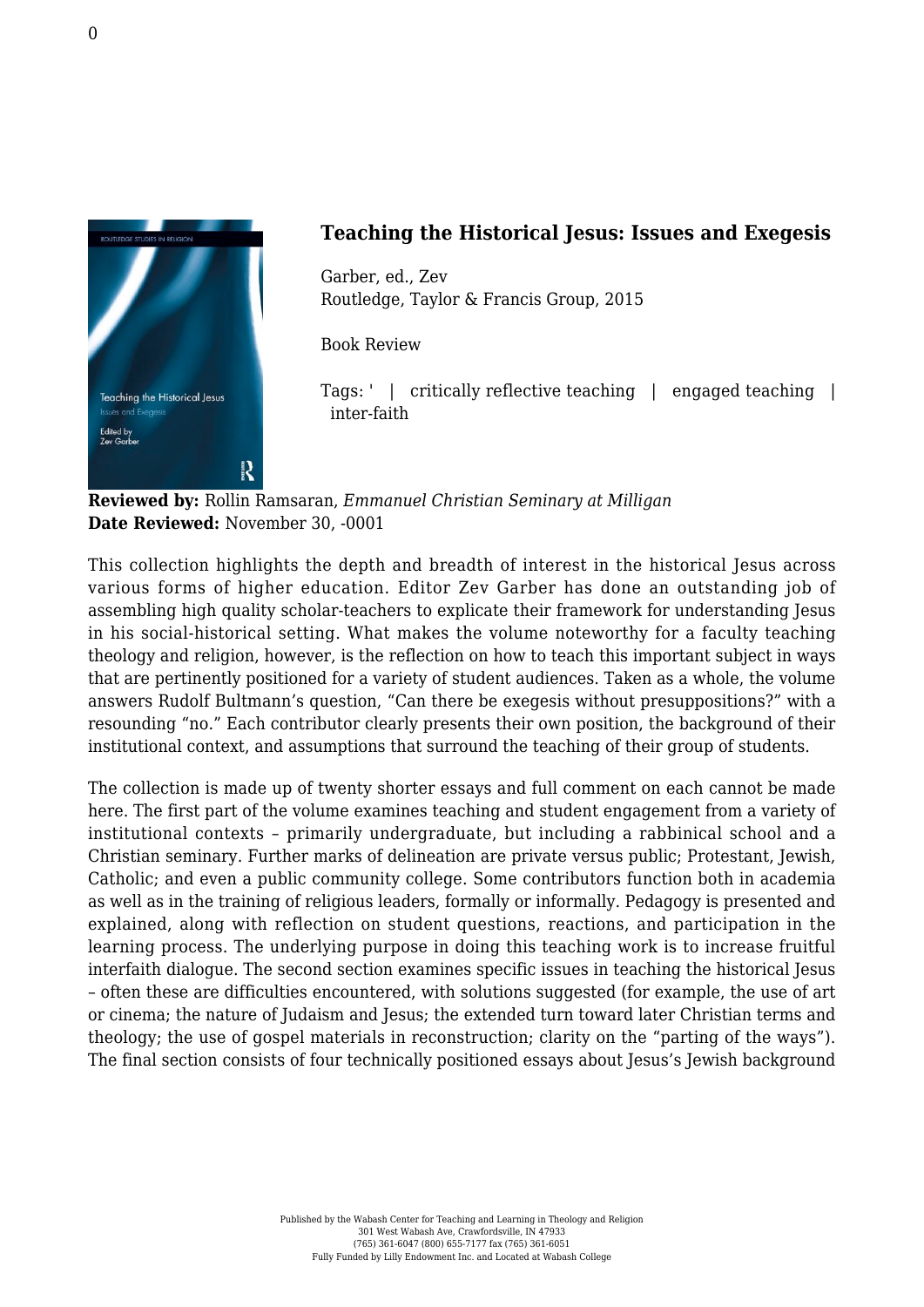## Teaching the Historical Jesus: Issues and Exegesis

Garber, ed., Zev
Routledge, Taylor & Francis Group, 2015

Book Review

Tags: ' | critically reflective teaching | engaged teaching | inter-faith

**Reviewed by:** Rollin Ramsaran, *Emmanuel Christian Seminary at Milligan*
**Date Reviewed:** November 30, -0001

This collection highlights the depth and breadth of interest in the historical Jesus across various forms of higher education. Editor Zev Garber has done an outstanding job of assembling high quality scholar-teachers to explicate their framework for understanding Jesus in his social-historical setting. What makes the volume noteworthy for a faculty teaching theology and religion, however, is the reflection on how to teach this important subject in ways that are pertinently positioned for a variety of student audiences. Taken as a whole, the volume answers Rudolf Bultmann's question, "Can there be exegesis without presuppositions?" with a resounding "no." Each contributor clearly presents their own position, the background of their institutional context, and assumptions that surround the teaching of their group of students.

The collection is made up of twenty shorter essays and full comment on each cannot be made here. The first part of the volume examines teaching and student engagement from a variety of institutional contexts – primarily undergraduate, but including a rabbinical school and a Christian seminary. Further marks of delineation are private versus public; Protestant, Jewish, Catholic; and even a public community college. Some contributors function both in academia as well as in the training of religious leaders, formally or informally. Pedagogy is presented and explained, along with reflection on student questions, reactions, and participation in the learning process. The underlying purpose in doing this teaching work is to increase fruitful interfaith dialogue. The second section examines specific issues in teaching the historical Jesus – often these are difficulties encountered, with solutions suggested (for example, the use of art or cinema; the nature of Judaism and Jesus; the extended turn toward later Christian terms and theology; the use of gospel materials in reconstruction; clarity on the "parting of the ways"). The final section consists of four technically positioned essays about Jesus's Jewish background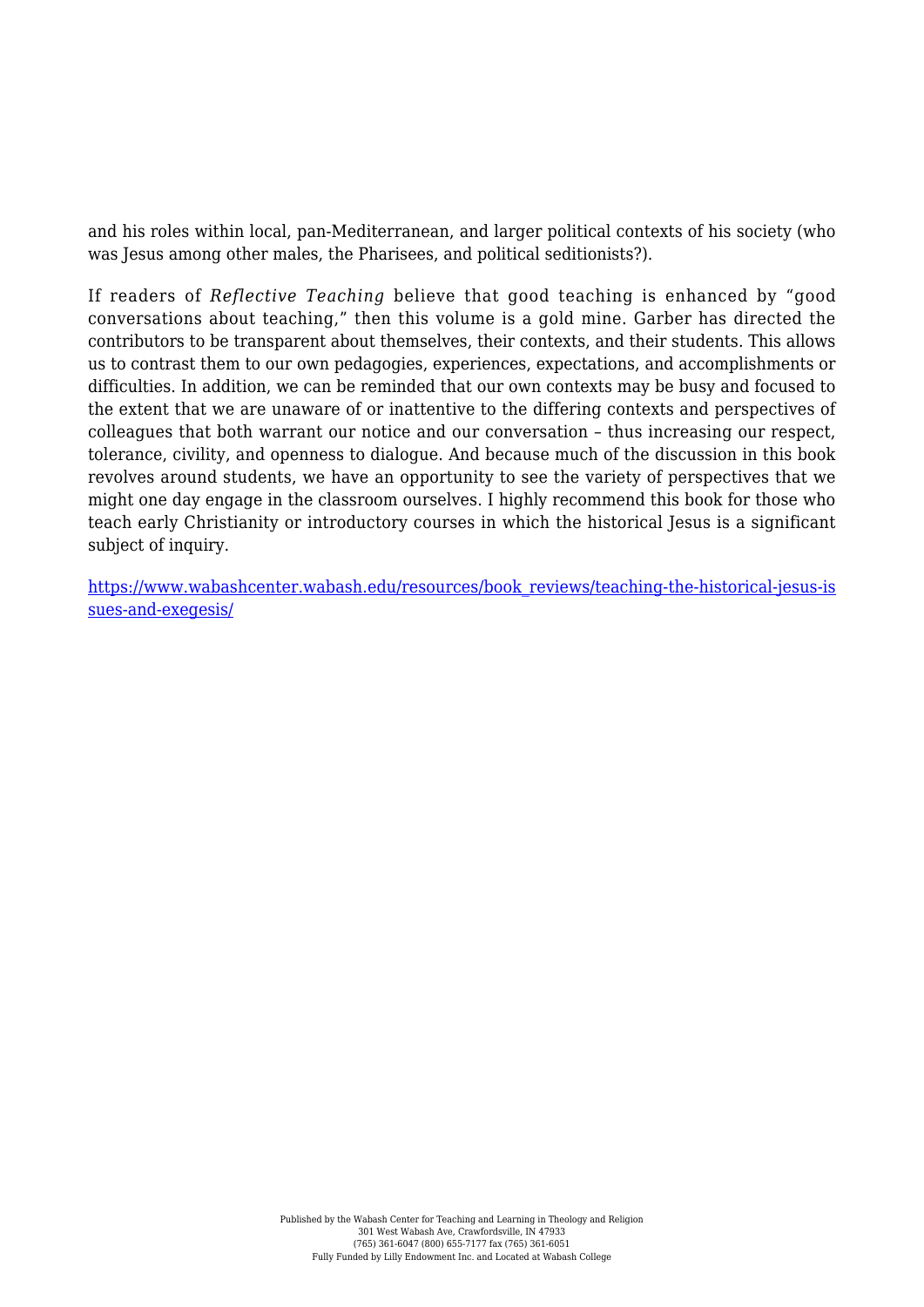and his roles within local, pan-Mediterranean, and larger political contexts of his society (who was Jesus among other males, the Pharisees, and political seditionists?).

If readers of *Reflective Teaching* believe that good teaching is enhanced by "good conversations about teaching," then this volume is a gold mine. Garber has directed the contributors to be transparent about themselves, their contexts, and their students. This allows us to contrast them to our own pedagogies, experiences, expectations, and accomplishments or difficulties. In addition, we can be reminded that our own contexts may be busy and focused to the extent that we are unaware of or inattentive to the differing contexts and perspectives of colleagues that both warrant our notice and our conversation – thus increasing our respect, tolerance, civility, and openness to dialogue. And because much of the discussion in this book revolves around students, we have an opportunity to see the variety of perspectives that we might one day engage in the classroom ourselves. I highly recommend this book for those who teach early Christianity or introductory courses in which the historical Jesus is a significant subject of inquiry.

[https://www.wabashcenter.wabash.edu/resources/book_reviews/teaching-the-historical-jesus-issues-and-exegesis/](https://www.wabashcenter.wabash.edu/resources/book_reviews/teaching-the-historical-jesus-issues-and-exegesis/)

Published by the Wabash Center for Teaching and Learning in Theology and Religion
301 West Wabash Ave, Crawfordsville, IN 47933
(765) 361-6047 (800) 655-7177 fax (765) 361-6051
Fully Funded by Lilly Endowment Inc. and Located at Wabash College